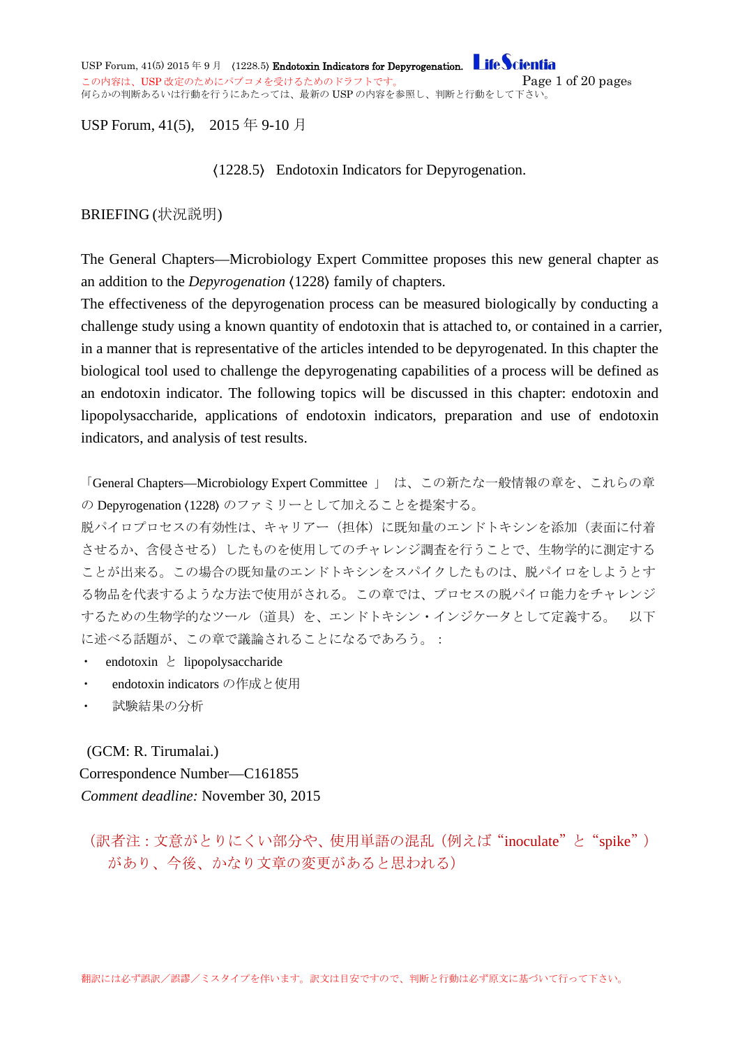USP Forum, 41(5),　2015 年 9-10 月

# ⟨1228.5⟩　Endotoxin Indicators for Depyrogenation.

## BRIEFING (状況説明)

The General Chapters—Microbiology Expert Committee proposes this new general chapter as an addition to the *Depyrogenation* ⟨1228⟩ family of chapters.
The effectiveness of the depyrogenation process can be measured biologically by conducting a challenge study using a known quantity of endotoxin that is attached to, or contained in a carrier, in a manner that is representative of the articles intended to be depyrogenated. In this chapter the biological tool used to challenge the depyrogenating capabilities of a process will be defined as an endotoxin indicator. The following topics will be discussed in this chapter: endotoxin and lipopolysaccharide, applications of endotoxin indicators, preparation and use of endotoxin indicators, and analysis of test results.

「General Chapters—Microbiology Expert Committee 」　は、この新たな一般情報の章を、これらの章の Depyrogenation ⟨1228⟩ のファミリーとして加えることを提案する。
脱パイロプロセスの有効性は、キャリアー（担体）に既知量のエンドトキシンを添加（表面に付着させるか、含侵させる）したものを使用してのチャレンジ調査を行うことで、生物学的に測定することが出来る。この場合の既知量のエンドトキシンをスパイクしたものは、脱パイロをしようとする物品を代表するような方法で使用がされる。この章では、プロセスの脱パイロ能力をチャレンジするための生物学的なツール（道具）を、エンドトキシン・インジケータとして定義する。　以下に述べる話題が、この章で議論されることになるであろう。：

- endotoxin　と　lipopolysaccharide
- endotoxin indicators の作成と使用
- 試験結果の分析

(GCM: R. Tirumalai.)
Correspondence Number—C161855
*Comment deadline:* November 30, 2015

（訳者注：文意がとりにくい部分や、使用単語の混乱（例えば“inoculate”と“spike”）があり、今後、かなり文章の変更があると思われる）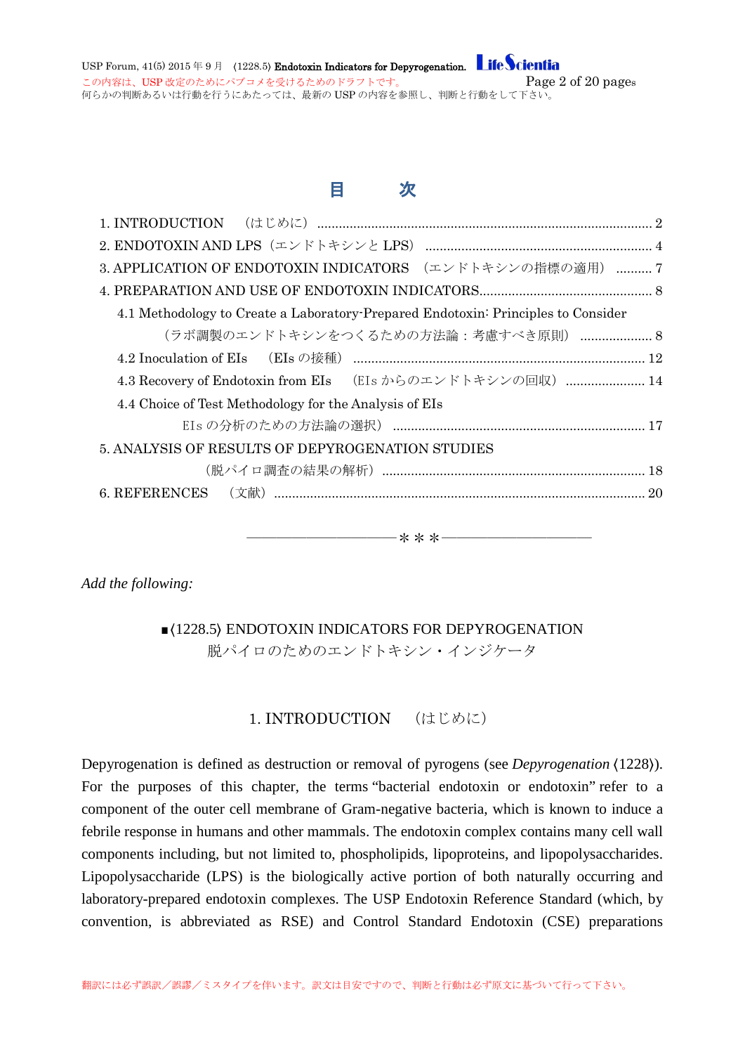# 目　　次

1. INTRODUCTION　（はじめに） ........................................................................................ 2
2. ENDOTOXIN AND LPS（エンドトキシンと LPS） .......................................................... 4
3. APPLICATION OF ENDOTOXIN INDICATORS　（エンドトキシンの指標の適用） .......... 7
4. PREPARATION AND USE OF ENDOTOXIN INDICATORS............................................... 8
  4.1 Methodology to Create a Laboratory-Prepared Endotoxin: Principles to Consider
    （ラボ調製のエンドトキシンをつくるための方法論：考慮すべき原則） .................... 8
  4.2 Inoculation of EIs　（EIs の接種） .................................................................. 12
  4.3 Recovery of Endotoxin from EIs　（EIs からのエンドトキシンの回収） ...................... 14
  4.4 Choice of Test Methodology for the Analysis of EIs
    EIs の分析のための方法論の選択） ...................................................................... 17
5. ANALYSIS OF RESULTS OF DEPYROGENATION STUDIES
    （脱パイロ調査の結果の解析） ........................................................................ 18
6. REFERENCES　（文献） ......................................................................................... 20

―――――――――――＊＊＊――――――――――――

*Add the following:*

## ■⟨1228.5⟩ ENDOTOXIN INDICATORS FOR DEPYROGENATION
## 脱パイロのためのエンドトキシン・インジケータ

### 1. INTRODUCTION　（はじめに）

Depyrogenation is defined as destruction or removal of pyrogens (see *Depyrogenation* ⟨1228⟩). For the purposes of this chapter, the terms "bacterial endotoxin or endotoxin" refer to a component of the outer cell membrane of Gram-negative bacteria, which is known to induce a febrile response in humans and other mammals. The endotoxin complex contains many cell wall components including, but not limited to, phospholipids, lipoproteins, and lipopolysaccharides. Lipopolysaccharide (LPS) is the biologically active portion of both naturally occurring and laboratory-prepared endotoxin complexes. The USP Endotoxin Reference Standard (which, by convention, is abbreviated as RSE) and Control Standard Endotoxin (CSE) preparations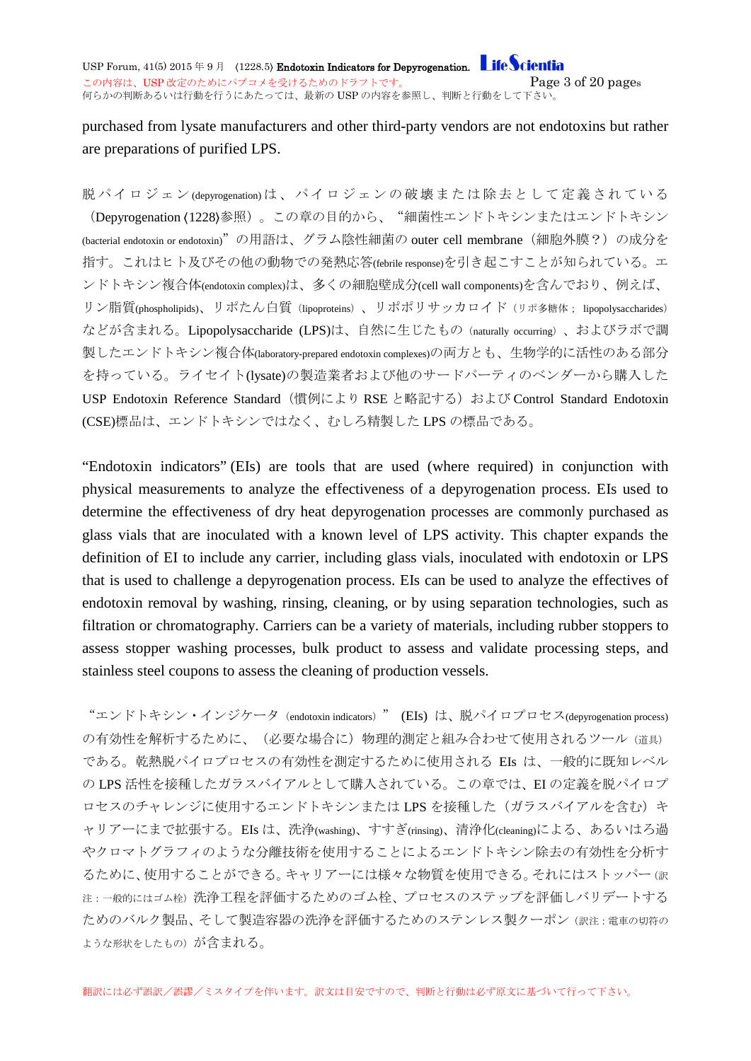purchased from lysate manufacturers and other third-party vendors are not endotoxins but rather are preparations of purified LPS.

脱パイロジェン(depyrogenation)は、パイロジェンの破壊または除去として定義されている（Depyrogenation ⟨1228⟩参照）。この章の目的から、“細菌性エンドトキシンまたはエンドトキシン(bacterial endotoxin or endotoxin)”の用語は、グラム陰性細菌の outer cell membrane（細胞外膜？）の成分を指す。これはヒト及びその他の動物での発熱応答(febrile response)を引き起こすことが知られている。エンドトキシン複合体(endotoxin complex)は、多くの細胞壁成分(cell wall components)を含んでおり、例えば、リン脂質(phospholipids)、リポたん白質（lipoproteins）、リポポリサッカロイド（リポ多糖体； lipopolysaccharides）などが含まれる。Lipopolysaccharide (LPS)は、自然に生じたもの（naturally occurring）、およびラボで調製したエンドトキシン複合体(laboratory-prepared endotoxin complexes)の両方とも、生物学的に活性のある部分を持っている。ライセイト(lysate)の製造業者および他のサードパーティのベンダーから購入した USP Endotoxin Reference Standard（慣例により RSE と略記する）および Control Standard Endotoxin (CSE)標品は、エンドトキシンではなく、むしろ精製した LPS の標品である。

“Endotoxin indicators” (EIs) are tools that are used (where required) in conjunction with physical measurements to analyze the effectiveness of a depyrogenation process. EIs used to determine the effectiveness of dry heat depyrogenation processes are commonly purchased as glass vials that are inoculated with a known level of LPS activity. This chapter expands the definition of EI to include any carrier, including glass vials, inoculated with endotoxin or LPS that is used to challenge a depyrogenation process. EIs can be used to analyze the effectives of endotoxin removal by washing, rinsing, cleaning, or by using separation technologies, such as filtration or chromatography. Carriers can be a variety of materials, including rubber stoppers to assess stopper washing processes, bulk product to assess and validate processing steps, and stainless steel coupons to assess the cleaning of production vessels.

“エンドトキシン・インジケータ（endotoxin indicators）” (EIs) は、脱パイロプロセス(depyrogenation process)の有効性を解析するために、（必要な場合に）物理的測定と組み合わせて使用されるツール（道具）である。乾熱脱パイロプロセスの有効性を測定するために使用される EIs は、一般的に既知レベルの LPS 活性を接種したガラスバイアルとして購入されている。この章では、EI の定義を脱パイロプロセスのチャレンジに使用するエンドトキシンまたは LPS を接種した（ガラスバイアルを含む）キャリアーにまで拡張する。EIs は、洗浄(washing)、すすぎ(rinsing)、清浄化(cleaning)による、あるいはろ過やクロマトグラフィのような分離技術を使用することによるエンドトキシン除去の有効性を分析するために、使用することができる。キャリアーには様々な物質を使用できる。それにはストッパー（訳注：一般的にはゴム栓）洗浄工程を評価するためのゴム栓、プロセスのステップを評価しバリデートするためのバルク製品、そして製造容器の洗浄を評価するためのステンレス製クーポン（訳注：電車の切符のような形状をしたもの）が含まれる。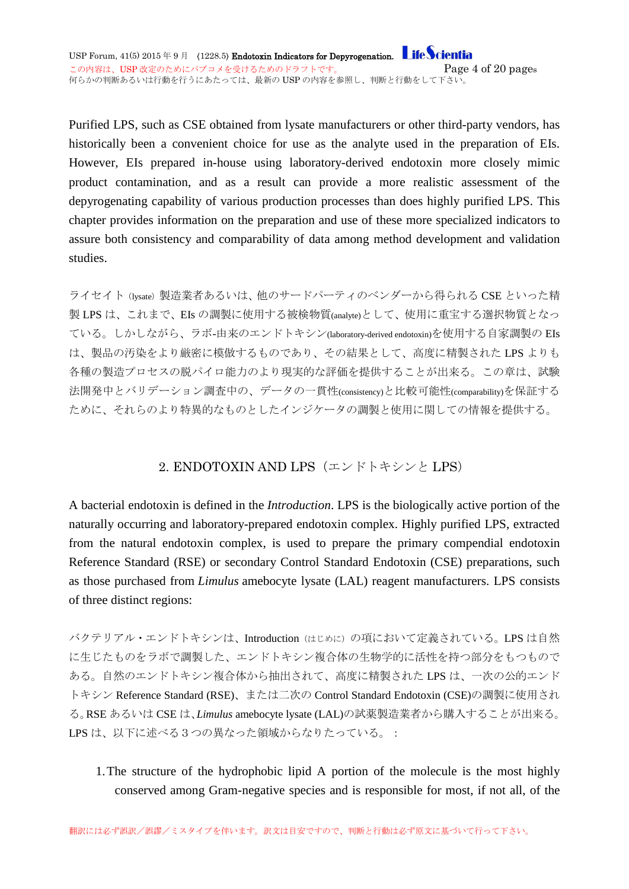Purified LPS, such as CSE obtained from lysate manufacturers or other third-party vendors, has historically been a convenient choice for use as the analyte used in the preparation of EIs. However, EIs prepared in-house using laboratory-derived endotoxin more closely mimic product contamination, and as a result can provide a more realistic assessment of the depyrogenating capability of various production processes than does highly purified LPS. This chapter provides information on the preparation and use of these more specialized indicators to assure both consistency and comparability of data among method development and validation studies.

ライセイト (lysate) 製造業者あるいは、他のサードパーティのベンダーから得られる CSE といった精製 LPS は、これまで、EIs の調製に使用する被検物質(analyte)として、使用に重宝する選択物質となっている。しかしながら、ラボ-由来のエンドトキシン(laboratory-derived endotoxin)を使用する自家調製の EIs は、製品の汚染をより厳密に模倣するものであり、その結果として、高度に精製された LPS よりも各種の製造プロセスの脱パイロ能力のより現実的な評価を提供することが出来る。この章は、試験法開発中とバリデーション調査中の、データの一貫性(consistency)と比較可能性(comparability)を保証するために、それらのより特異的なものとしたインジケータの調製と使用に関しての情報を提供する。

## 2. ENDOTOXIN AND LPS（エンドトキシンと LPS）

A bacterial endotoxin is defined in the *Introduction*. LPS is the biologically active portion of the naturally occurring and laboratory-prepared endotoxin complex. Highly purified LPS, extracted from the natural endotoxin complex, is used to prepare the primary compendial endotoxin Reference Standard (RSE) or secondary Control Standard Endotoxin (CSE) preparations, such as those purchased from *Limulus* amebocyte lysate (LAL) reagent manufacturers. LPS consists of three distinct regions:

バクテリアル・エンドトキシンは、Introduction（はじめに）の項において定義されている。LPS は自然に生じたものをラボで調製した、エンドトキシン複合体の生物学的に活性を持つ部分をもつものである。自然のエンドトキシン複合体から抽出されて、高度に精製された LPS は、一次の公的エンドトキシン Reference Standard (RSE)、または二次の Control Standard Endotoxin (CSE)の調製に使用される。RSE あるいは CSE は、*Limulus* amebocyte lysate (LAL)の試薬製造業者から購入することが出来る。LPS は、以下に述べる３つの異なった領域からなりたっている。：

1. The structure of the hydrophobic lipid A portion of the molecule is the most highly conserved among Gram-negative species and is responsible for most, if not all, of the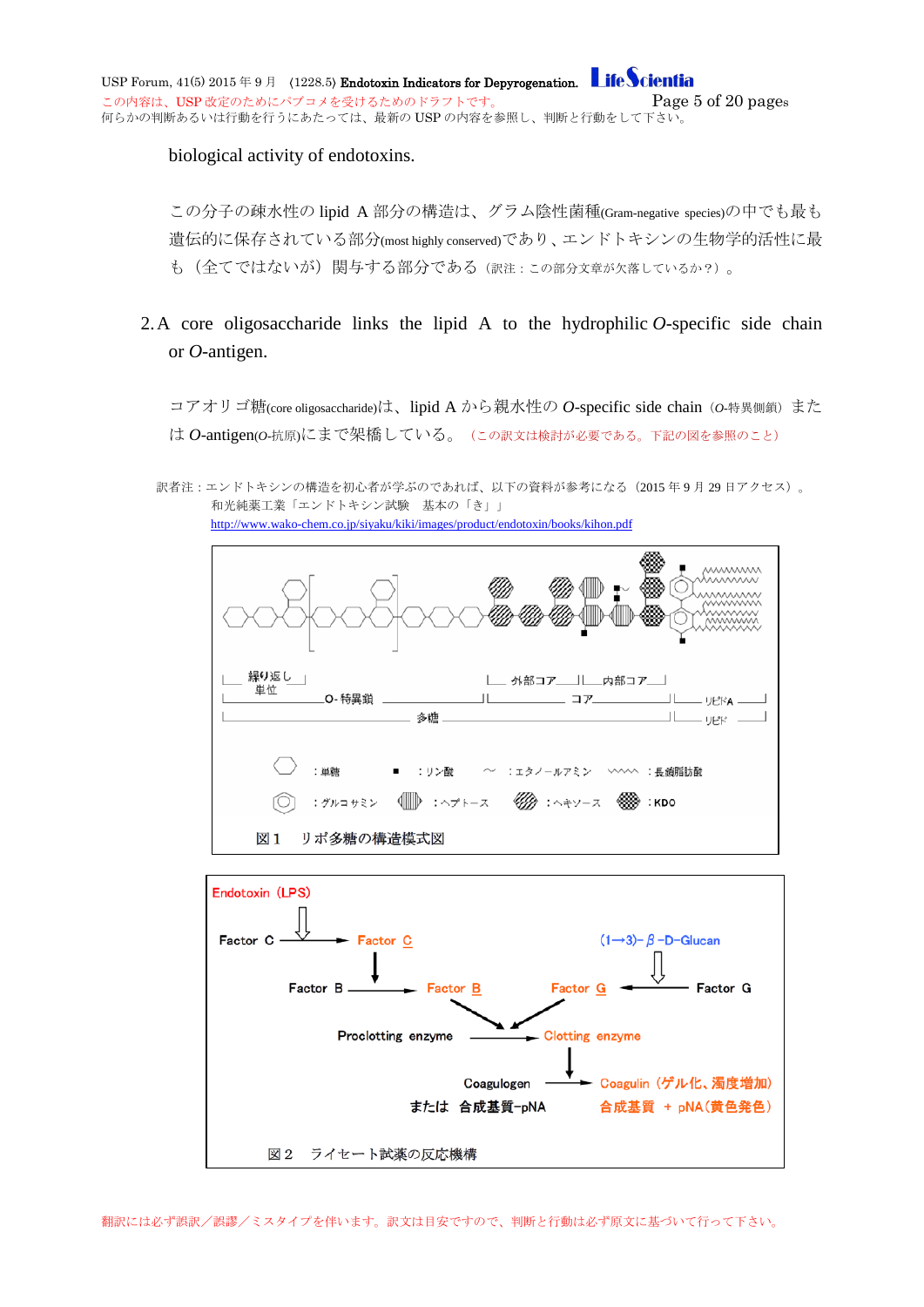biological activity of endotoxins.

この分子の疎水性の lipid A 部分の構造は、グラム陰性菌種(Gram-negative species)の中でも最も遺伝的に保存されている部分(most highly conserved)であり、エンドトキシンの生物学的活性に最も（全てではないが）関与する部分である（訳注：この部分文章が欠落しているか？）。

2. A core oligosaccharide links the lipid A to the hydrophilic *O*-specific side chain or *O*-antigen.

コアオリゴ糖(core oligosaccharide)は、lipid A から親水性の *O*-specific side chain（*O*-特異側鎖）または *O*-antigen(*O*-抗原)にまで架橋している。（この訳文は検討が必要である。下記の図を参照のこと）

訳者注：エンドトキシンの構造を初心者が学ぶのであれば、以下の資料が参考になる（2015 年 9 月 29 日アクセス）。
和光純薬工業「エンドトキシン試験　基本の「き」」
http://www.wako-chem.co.jp/siyaku/kiki/images/product/endotoxin/books/kihon.pdf

繰り返し単位　O-特異鎖　外部コア　内部コア　コア　多糖　リピドA　リピド

：単糖　■：リン酸　～：エタノールアミン　：長鎖脂肪酸
：グルコサミン　：ヘプトース　：ヘキソース　：KDO

図 1　リポ多糖の構造模式図

Endotoxin（LPS）
Factor C → Factor C
Factor B → Factor B
(1→3)-β-D-Glucan
Factor G → Factor G
Proclotting enzyme → Clotting enzyme
Coagulogen → Coagulin（ゲル化、濁度増加）
または　合成基質-pNA　合成基質 ＋ pNA（黄色発色）

図 2　ライセート試薬の反応機構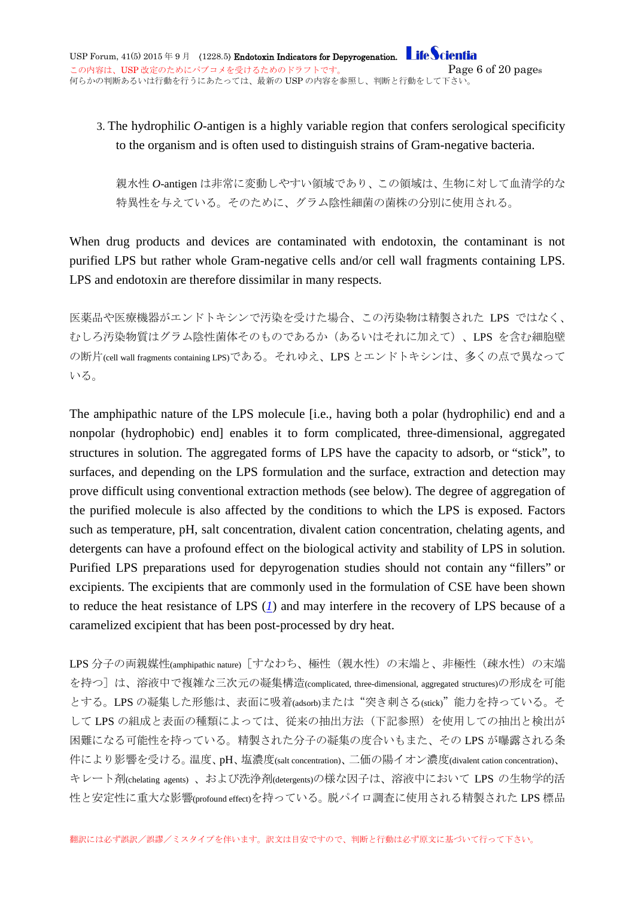3. The hydrophilic *O*-antigen is a highly variable region that confers serological specificity to the organism and is often used to distinguish strains of Gram-negative bacteria.

   親水性 *O*-antigen は非常に変動しやすい領域であり、この領域は、生物に対して血清学的な特異性を与えている。そのために、グラム陰性細菌の菌株の分別に使用される。

When drug products and devices are contaminated with endotoxin, the contaminant is not purified LPS but rather whole Gram-negative cells and/or cell wall fragments containing LPS. LPS and endotoxin are therefore dissimilar in many respects.

医薬品や医療機器がエンドトキシンで汚染を受けた場合、この汚染物は精製された LPS ではなく、むしろ汚染物質はグラム陰性菌体そのものであるか（あるいはそれに加えて）、LPS を含む細胞壁の断片(cell wall fragments containing LPS)である。それゆえ、LPS とエンドトキシンは、多くの点で異なっている。

The amphipathic nature of the LPS molecule [i.e., having both a polar (hydrophilic) end and a nonpolar (hydrophobic) end] enables it to form complicated, three-dimensional, aggregated structures in solution. The aggregated forms of LPS have the capacity to adsorb, or "stick", to surfaces, and depending on the LPS formulation and the surface, extraction and detection may prove difficult using conventional extraction methods (see below). The degree of aggregation of the purified molecule is also affected by the conditions to which the LPS is exposed. Factors such as temperature, pH, salt concentration, divalent cation concentration, chelating agents, and detergents can have a profound effect on the biological activity and stability of LPS in solution. Purified LPS preparations used for depyrogenation studies should not contain any "fillers" or excipients. The excipients that are commonly used in the formulation of CSE have been shown to reduce the heat resistance of LPS (*1*) and may interfere in the recovery of LPS because of a caramelized excipient that has been post-processed by dry heat.

LPS 分子の両親媒性(amphipathic nature)［すなわち、極性（親水性）の末端と、非極性（疎水性）の末端を持つ］は、溶液中で複雑な三次元の凝集構造(complicated, three-dimensional, aggregated structures)の形成を可能とする。LPS の凝集した形態は、表面に吸着(adsorb)または"突き刺さる(stick)"能力を持っている。そして LPS の組成と表面の種類によっては、従来の抽出方法（下記参照）を使用しての抽出と検出が困難になる可能性を持っている。精製された分子の凝集の度合いもまた、その LPS が曝露される条件により影響を受ける。温度、pH、塩濃度(salt concentration)、二価の陽イオン濃度(divalent cation concentration)、キレート剤(chelating agents)、および洗浄剤(detergents)の様な因子は、溶液中において LPS の生物学的活性と安定性に重大な影響(profound effect)を持っている。脱パイロ調査に使用される精製された LPS 標品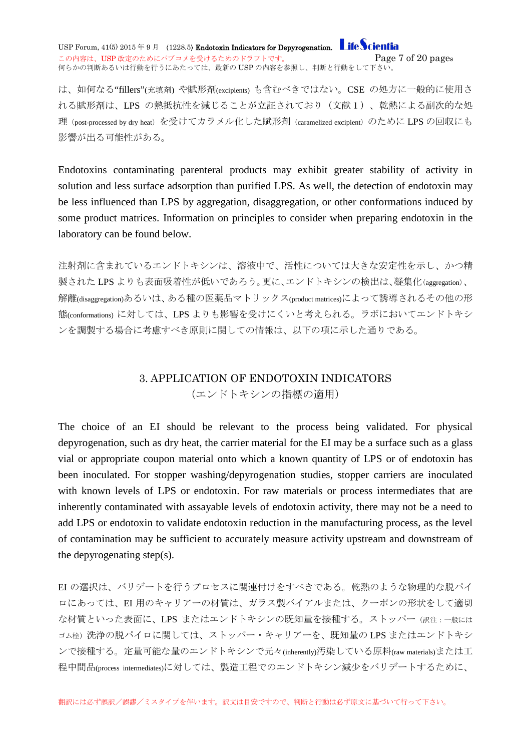は、如何なる"fillers"(充填剤) や賦形剤(excipients) も含むべきではない。CSE の処方に一般的に使用される賦形剤は、LPS の熱抵抗性を減じることが立証されており（文献１）、乾熱による副次的な処理（post-processed by dry heat）を受けてカラメル化した賦形剤（caramelized excipient）のために LPS の回収にも影響が出る可能性がある。

Endotoxins contaminating parenteral products may exhibit greater stability of activity in solution and less surface adsorption than purified LPS. As well, the detection of endotoxin may be less influenced than LPS by aggregation, disaggregation, or other conformations induced by some product matrices. Information on principles to consider when preparing endotoxin in the laboratory can be found below.

注射剤に含まれているエンドトキシンは、溶液中で、活性については大きな安定性を示し、かつ精製された LPS よりも表面吸着性が低いであろう。更に、エンドトキシンの検出は、凝集化(aggregation)、解離(disaggregation)あるいは、ある種の医薬品マトリックス(product matrices)によって誘導されるその他の形態(conformations) に対しては、LPS よりも影響を受けにくいと考えられる。ラボにおいてエンドトキシンを調製する場合に考慮すべき原則に関しての情報は、以下の項に示した通りである。

## 3. APPLICATION OF ENDOTOXIN INDICATORS
（エンドトキシンの指標の適用）

The choice of an EI should be relevant to the process being validated. For physical depyrogenation, such as dry heat, the carrier material for the EI may be a surface such as a glass vial or appropriate coupon material onto which a known quantity of LPS or of endotoxin has been inoculated. For stopper washing/depyrogenation studies, stopper carriers are inoculated with known levels of LPS or endotoxin. For raw materials or process intermediates that are inherently contaminated with assayable levels of endotoxin activity, there may not be a need to add LPS or endotoxin to validate endotoxin reduction in the manufacturing process, as the level of contamination may be sufficient to accurately measure activity upstream and downstream of the depyrogenating step(s).

EI の選択は、バリデートを行うプロセスに関連付けをすべきである。乾熱のような物理的な脱パイロにあっては、EI 用のキャリアーの材質は、ガラス製バイアルまたは、クーポンの形状をして適切な材質といった表面に、LPS またはエンドトキシンの既知量を接種する。ストッパー（訳注：一般にはゴム栓）洗浄の脱パイロに関しては、ストッパー・キャリアーを、既知量の LPS またはエンドトキシンで接種する。定量可能な量のエンドトキシンで元々(inherently)汚染している原料(raw materials)または工程中間品(process intermediates)に対しては、製造工程でのエンドトキシン減少をバリデートするために、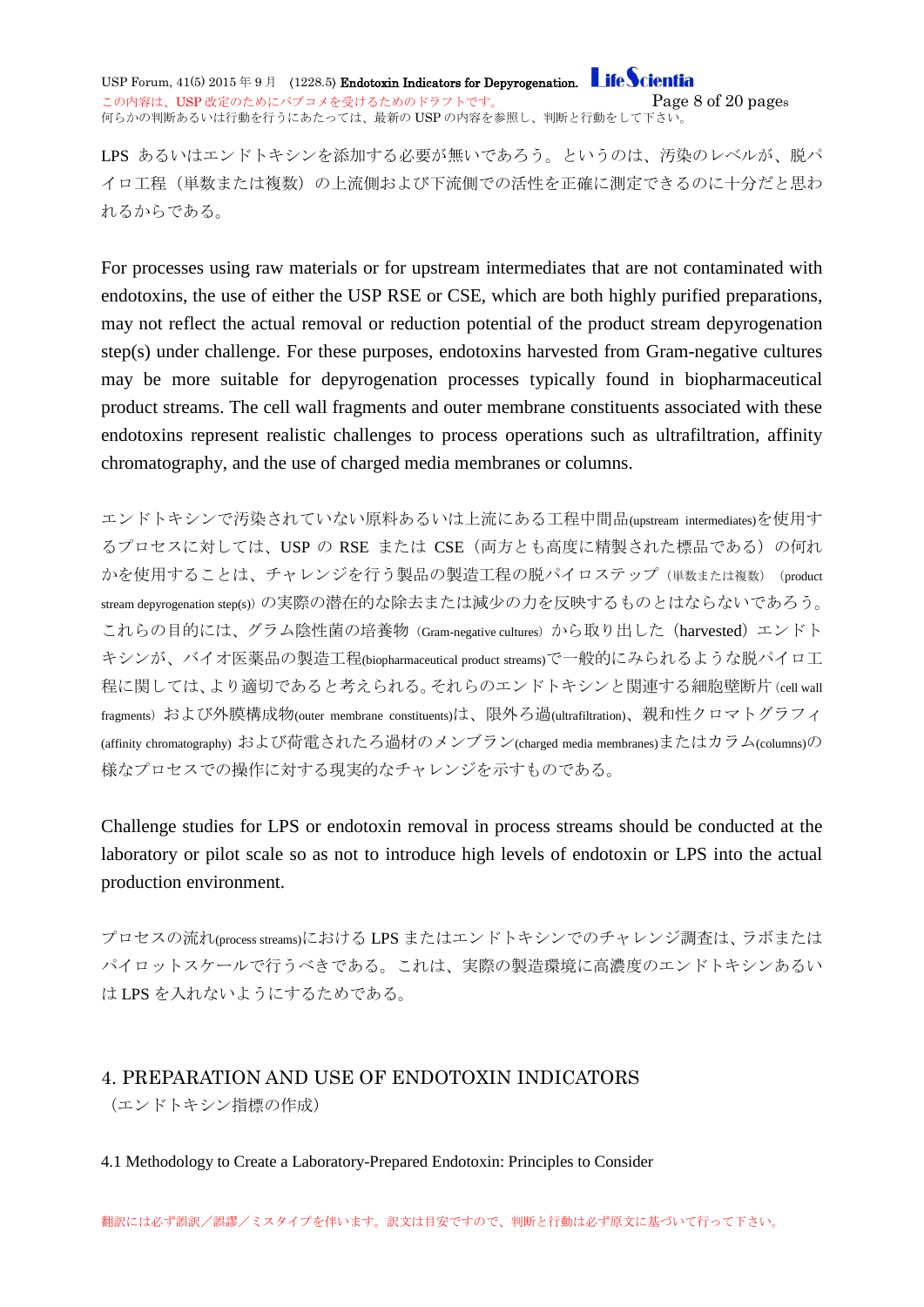LPS あるいはエンドトキシンを添加する必要が無いであろう。というのは、汚染のレベルが、脱パイロ工程（単数または複数）の上流側および下流側での活性を正確に測定できるのに十分だと思われるからである。

For processes using raw materials or for upstream intermediates that are not contaminated with endotoxins, the use of either the USP RSE or CSE, which are both highly purified preparations, may not reflect the actual removal or reduction potential of the product stream depyrogenation step(s) under challenge. For these purposes, endotoxins harvested from Gram-negative cultures may be more suitable for depyrogenation processes typically found in biopharmaceutical product streams. The cell wall fragments and outer membrane constituents associated with these endotoxins represent realistic challenges to process operations such as ultrafiltration, affinity chromatography, and the use of charged media membranes or columns.

エンドトキシンで汚染されていない原料あるいは上流にある工程中間品(upstream intermediates)を使用するプロセスに対しては、USP の RSE または CSE（両方とも高度に精製された標品である）の何れかを使用することは、チャレンジを行う製品の製造工程の脱パイロステップ（単数または複数）（product stream depyrogenation step(s)）の実際の潜在的な除去または減少の力を反映するものとはならないであろう。これらの目的には、グラム陰性菌の培養物（Gram-negative cultures）から取り出した（harvested）エンドトキシンが、バイオ医薬品の製造工程(biopharmaceutical product streams)で一般的にみられるような脱パイロ工程に関しては、より適切であると考えられる。それらのエンドトキシンと関連する細胞壁断片（cell wall fragments）および外膜構成物(outer membrane constituents)は、限外ろ過(ultrafiltration)、親和性クロマトグラフィ(affinity chromatography) および荷電されたろ過材のメンブラン(charged media membranes)またはカラム(columns)の様なプロセスでの操作に対する現実的なチャレンジを示すものである。

Challenge studies for LPS or endotoxin removal in process streams should be conducted at the laboratory or pilot scale so as not to introduce high levels of endotoxin or LPS into the actual production environment.

プロセスの流れ(process streams)における LPS またはエンドトキシンでのチャレンジ調査は、ラボまたはパイロットスケールで行うべきである。これは、実際の製造環境に高濃度のエンドトキシンあるいは LPS を入れないようにするためである。

## 4. PREPARATION AND USE OF ENDOTOXIN INDICATORS

（エンドトキシン指標の作成）

### 4.1 Methodology to Create a Laboratory-Prepared Endotoxin: Principles to Consider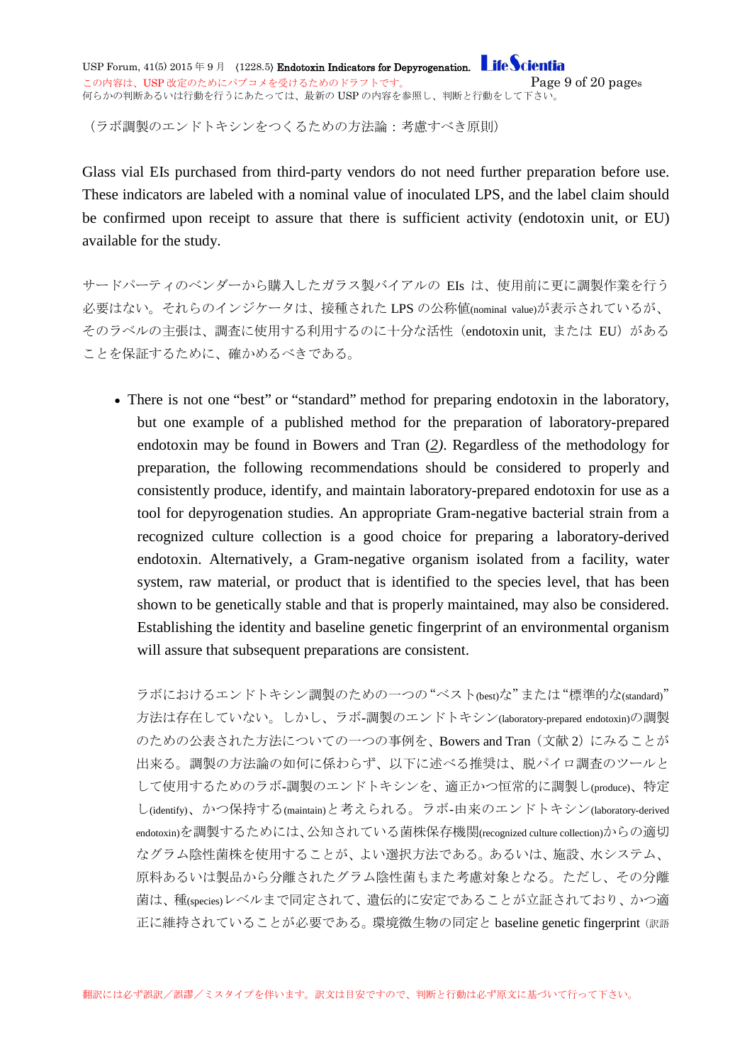（ラボ調製のエンドトキシンをつくるための方法論：考慮すべき原則）

Glass vial EIs purchased from third-party vendors do not need further preparation before use. These indicators are labeled with a nominal value of inoculated LPS, and the label claim should be confirmed upon receipt to assure that there is sufficient activity (endotoxin unit, or EU) available for the study.

サードパーティのベンダーから購入したガラス製バイアルの EIs は、使用前に更に調製作業を行う必要はない。それらのインジケータは、接種された LPS の公称値(nominal value)が表示されているが、そのラベルの主張は、調査に使用する利用するのに十分な活性（endotoxin unit, または EU）があることを保証するために、確かめるべきである。

- There is not one “best” or “standard” method for preparing endotoxin in the laboratory, but one example of a published method for the preparation of laboratory-prepared endotoxin may be found in Bowers and Tran (*2*). Regardless of the methodology for preparation, the following recommendations should be considered to properly and consistently produce, identify, and maintain laboratory-prepared endotoxin for use as a tool for depyrogenation studies. An appropriate Gram-negative bacterial strain from a recognized culture collection is a good choice for preparing a laboratory-derived endotoxin. Alternatively, a Gram-negative organism isolated from a facility, water system, raw material, or product that is identified to the species level, that has been shown to be genetically stable and that is properly maintained, may also be considered. Establishing the identity and baseline genetic fingerprint of an environmental organism will assure that subsequent preparations are consistent.

  ラボにおけるエンドトキシン調製のための一つの“ベスト(best)な”または“標準的な(standard)”方法は存在していない。しかし、ラボ-調製のエンドトキシン(laboratory-prepared endotoxin)の調製のための公表された方法についての一つの事例を、Bowers and Tran（文献 2）にみることが出来る。調製の方法論の如何に係わらず、以下に述べる推奨は、脱パイロ調査のツールとして使用するためのラボ-調製のエンドトキシンを、適正かつ恒常的に調製し(produce)、特定し(identify)、かつ保持する(maintain)と考えられる。ラボ-由来のエンドトキシン(laboratory-derived endotoxin)を調製するためには、公知されている菌株保存機関(recognized culture collection)からの適切なグラム陰性菌株を使用することが、よい選択方法である。あるいは、施設、水システム、原料あるいは製品から分離されたグラム陰性菌もまた考慮対象となる。ただし、その分離菌は、種(species)レベルまで同定されて、遺伝的に安定であることが立証されており、かつ適正に維持されていることが必要である。環境微生物の同定と baseline genetic fingerprint（訳語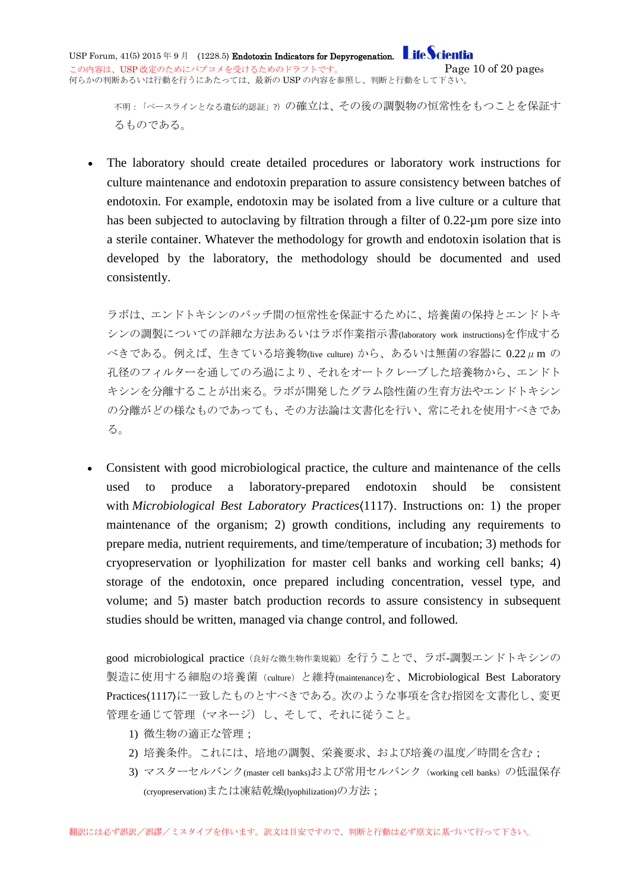不明：「ベースラインとなる遺伝的認証」?) の確立は、その後の調製物の恒常性をもつことを保証するものである。

- The laboratory should create detailed procedures or laboratory work instructions for culture maintenance and endotoxin preparation to assure consistency between batches of endotoxin. For example, endotoxin may be isolated from a live culture or a culture that has been subjected to autoclaving by filtration through a filter of 0.22-µm pore size into a sterile container. Whatever the methodology for growth and endotoxin isolation that is developed by the laboratory, the methodology should be documented and used consistently.

  ラボは、エンドトキシンのバッチ間の恒常性を保証するために、培養菌の保持とエンドトキシンの調製についての詳細な方法あるいはラボ作業指示書(laboratory work instructions)を作成するべきである。例えば、生きている培養物(live culture) から、あるいは無菌の容器に 0.22 $\mu$ m の孔径のフィルターを通してのろ過により、それをオートクレーブした培養物から、エンドトキシンを分離することが出来る。ラボが開発したグラム陰性菌の生育方法やエンドトキシンの分離がどの様なものであっても、その方法論は文書化を行い、常にそれを使用すべきである。

- Consistent with good microbiological practice, the culture and maintenance of the cells used to produce a laboratory-prepared endotoxin should be consistent with *Microbiological Best Laboratory Practices*⟨1117⟩. Instructions on: 1) the proper maintenance of the organism; 2) growth conditions, including any requirements to prepare media, nutrient requirements, and time/temperature of incubation; 3) methods for cryopreservation or lyophilization for master cell banks and working cell banks; 4) storage of the endotoxin, once prepared including concentration, vessel type, and volume; and 5) master batch production records to assure consistency in subsequent studies should be written, managed via change control, and followed.

  good microbiological practice（良好な微生物作業規範）を行うことで、ラボ-調製エンドトキシンの製造に使用する細胞の培養菌（culture）と維持(maintenance)を、Microbiological Best Laboratory Practices⟨1117⟩に一致したものとすべきである。次のような事項を含む指図を文書化し、変更管理を通じて管理（マネージ）し、そして、それに従うこと。

  1) 微生物の適正な管理；
  2) 培養条件。これには、培地の調製、栄養要求、および培養の温度／時間を含む；
  3) マスターセルバンク(master cell banks)および常用セルバンク（working cell banks）の低温保存(cryopreservation)または凍結乾燥(lyophilization)の方法；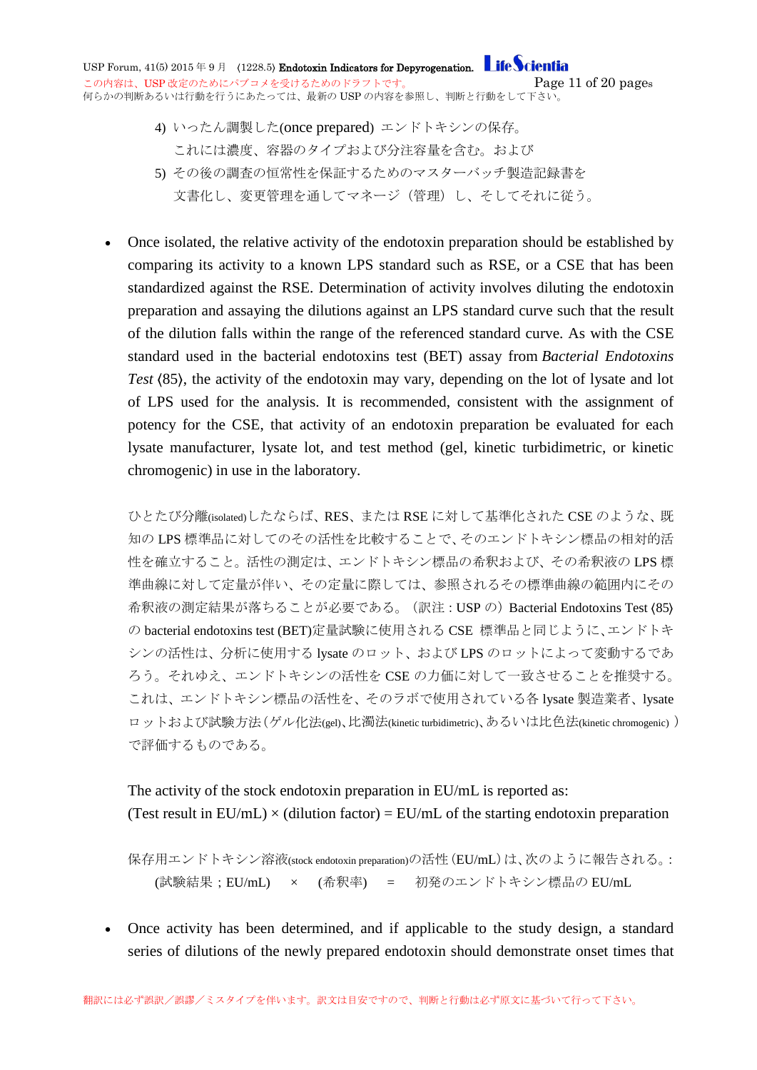4) いったん調製した(once prepared) エンドトキシンの保存。
これには濃度、容器のタイプおよび分注容量を含む。および

5) その後の調査の恒常性を保証するためのマスターバッチ製造記録書を
文書化し、変更管理を通してマネージ（管理）し、そしてそれに従う。

- Once isolated, the relative activity of the endotoxin preparation should be established by comparing its activity to a known LPS standard such as RSE, or a CSE that has been standardized against the RSE. Determination of activity involves diluting the endotoxin preparation and assaying the dilutions against an LPS standard curve such that the result of the dilution falls within the range of the referenced standard curve. As with the CSE standard used in the bacterial endotoxins test (BET) assay from *Bacterial Endotoxins Test* ⟨85⟩, the activity of the endotoxin may vary, depending on the lot of lysate and lot of LPS used for the analysis. It is recommended, consistent with the assignment of potency for the CSE, that activity of an endotoxin preparation be evaluated for each lysate manufacturer, lysate lot, and test method (gel, kinetic turbidimetric, or kinetic chromogenic) in use in the laboratory.

  ひとたび分離(isolated)したならば、RES、または RSE に対して基準化された CSE のような、既知の LPS 標準品に対してのその活性を比較することで、そのエンドトキシン標品の相対的活性を確立すること。活性の測定は、エンドトキシン標品の希釈および、その希釈液の LPS 標準曲線に対して定量が伴い、その定量に際しては、参照されるその標準曲線の範囲内にその希釈液の測定結果が落ちることが必要である。（訳注：USP の）Bacterial Endotoxins Test ⟨85⟩の bacterial endotoxins test (BET)定量試験に使用される CSE 標準品と同じように、エンドトキシンの活性は、分析に使用する lysate のロット、および LPS のロットによって変動するであろう。それゆえ、エンドトキシンの活性を CSE の力価に対して一致させることを推奨する。これは、エンドトキシン標品の活性を、そのラボで使用されている各 lysate 製造業者、lysate ロットおよび試験方法（ゲル化法(gel)、比濁法(kinetic turbidimetric)、あるいは比色法(kinetic chromogenic) ）で評価するものである。

  The activity of the stock endotoxin preparation in EU/mL is reported as:
  (Test result in EU/mL) × (dilution factor) = EU/mL of the starting endotoxin preparation

  保存用エンドトキシン溶液(stock endotoxin preparation)の活性（EU/mL）は、次のように報告される。:
  (試験結果；EU/mL) × (希釈率) = 初発のエンドトキシン標品の EU/mL

- Once activity has been determined, and if applicable to the study design, a standard series of dilutions of the newly prepared endotoxin should demonstrate onset times that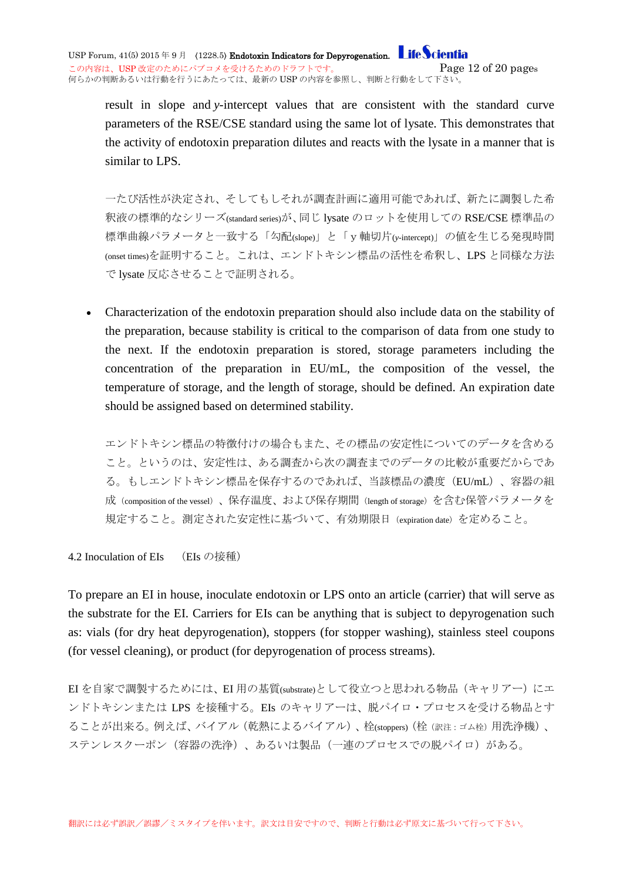result in slope and *y*-intercept values that are consistent with the standard curve parameters of the RSE/CSE standard using the same lot of lysate. This demonstrates that the activity of endotoxin preparation dilutes and reacts with the lysate in a manner that is similar to LPS.

一たび活性が決定され、そしてもしそれが調査計画に適用可能であれば、新たに調製した希釈液の標準的なシリーズ(standard series)が、同じ lysate のロットを使用しての RSE/CSE 標準品の標準曲線パラメータと一致する「勾配(slope)」と「y 軸切片(*y*-intercept)」の値を生じる発現時間(onset times)を証明すること。これは、エンドトキシン標品の活性を希釈し、LPS と同様な方法で lysate 反応させることで証明される。

- Characterization of the endotoxin preparation should also include data on the stability of the preparation, because stability is critical to the comparison of data from one study to the next. If the endotoxin preparation is stored, storage parameters including the concentration of the preparation in EU/mL, the composition of the vessel, the temperature of storage, and the length of storage, should be defined. An expiration date should be assigned based on determined stability.

  エンドトキシン標品の特徴付けの場合もまた、その標品の安定性についてのデータを含めること。というのは、安定性は、ある調査から次の調査までのデータの比較が重要だからである。もしエンドトキシン標品を保存するのであれば、当該標品の濃度（EU/mL）、容器の組成（composition of the vessel）、保存温度、および保存期間（length of storage）を含む保管パラメータを規定すること。測定された安定性に基づいて、有効期限日（expiration date）を定めること。

### 4.2 Inoculation of EIs　（EIs の接種）

To prepare an EI in house, inoculate endotoxin or LPS onto an article (carrier) that will serve as the substrate for the EI. Carriers for EIs can be anything that is subject to depyrogenation such as: vials (for dry heat depyrogenation), stoppers (for stopper washing), stainless steel coupons (for vessel cleaning), or product (for depyrogenation of process streams).

EI を自家で調製するためには、EI 用の基質(substrate)として役立つと思われる物品（キャリアー）にエンドトキシンまたは LPS を接種する。EIs のキャリアーは、脱パイロ・プロセスを受ける物品とすることが出来る。例えば、バイアル（乾熱によるバイアル）、栓(stoppers)（栓（訳注：ゴム栓）用洗浄機）、ステンレスクーポン（容器の洗浄）、あるいは製品（一連のプロセスでの脱パイロ）がある。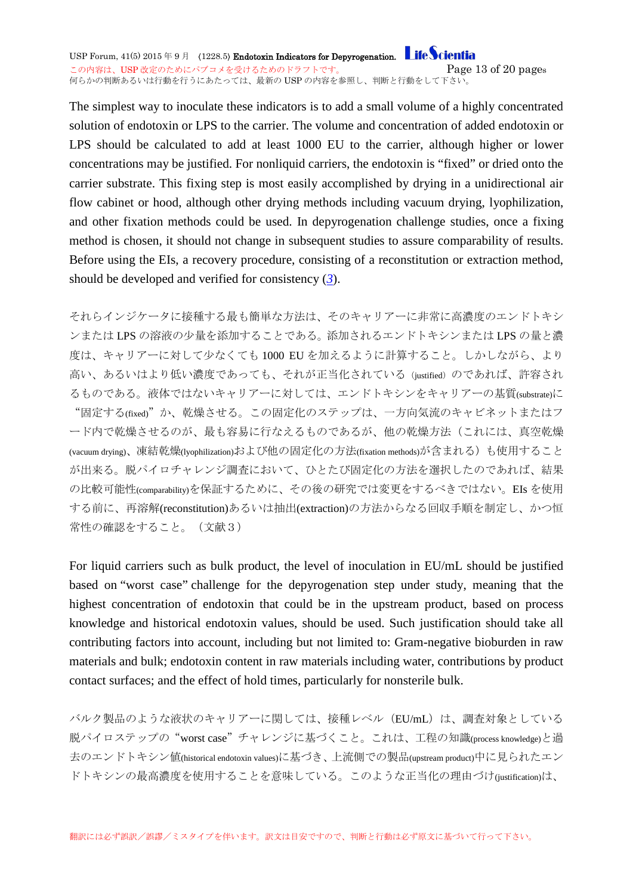The simplest way to inoculate these indicators is to add a small volume of a highly concentrated solution of endotoxin or LPS to the carrier. The volume and concentration of added endotoxin or LPS should be calculated to add at least 1000 EU to the carrier, although higher or lower concentrations may be justified. For nonliquid carriers, the endotoxin is “fixed” or dried onto the carrier substrate. This fixing step is most easily accomplished by drying in a unidirectional air flow cabinet or hood, although other drying methods including vacuum drying, lyophilization, and other fixation methods could be used. In depyrogenation challenge studies, once a fixing method is chosen, it should not change in subsequent studies to assure comparability of results. Before using the EIs, a recovery procedure, consisting of a reconstitution or extraction method, should be developed and verified for consistency (*3*).

それらインジケータに接種する最も簡単な方法は、そのキャリアーに非常に高濃度のエンドトキシンまたは LPS の溶液の少量を添加することである。添加されるエンドトキシンまたは LPS の量と濃度は、キャリアーに対して少なくても 1000 EU を加えるように計算すること。しかしながら、より高い、あるいはより低い濃度であっても、それが正当化されている（justified）のであれば、許容されるものである。液体ではないキャリアーに対しては、エンドトキシンをキャリアーの基質(substrate)に“固定する(fixed)”か、乾燥させる。この固定化のステップは、一方向気流のキャビネットまたはフード内で乾燥させるのが、最も容易に行なえるものであるが、他の乾燥方法（これには、真空乾燥(vacuum drying)、凍結乾燥(lyophilization)および他の固定化の方法(fixation methods)が含まれる）も使用することが出来る。脱パイロチャレンジ調査において、ひとたび固定化の方法を選択したのであれば、結果の比較可能性(comparability)を保証するために、その後の研究では変更をするべきではない。EIs を使用する前に、再溶解(reconstitution)あるいは抽出(extraction)の方法からなる回収手順を制定し、かつ恒常性の確認をすること。（文献３）

For liquid carriers such as bulk product, the level of inoculation in EU/mL should be justified based on “worst case” challenge for the depyrogenation step under study, meaning that the highest concentration of endotoxin that could be in the upstream product, based on process knowledge and historical endotoxin values, should be used. Such justification should take all contributing factors into account, including but not limited to: Gram-negative bioburden in raw materials and bulk; endotoxin content in raw materials including water, contributions by product contact surfaces; and the effect of hold times, particularly for nonsterile bulk.

バルク製品のような液状のキャリアーに関しては、接種レベル（EU/mL）は、調査対象としている脱パイロステップの“worst case”チャレンジに基づくこと。これは、工程の知識(process knowledge)と過去のエンドトキシン値(historical endotoxin values)に基づき、上流側での製品(upstream product)中に見られたエンドトキシンの最高濃度を使用することを意味している。このような正当化の理由づけ(justification)は、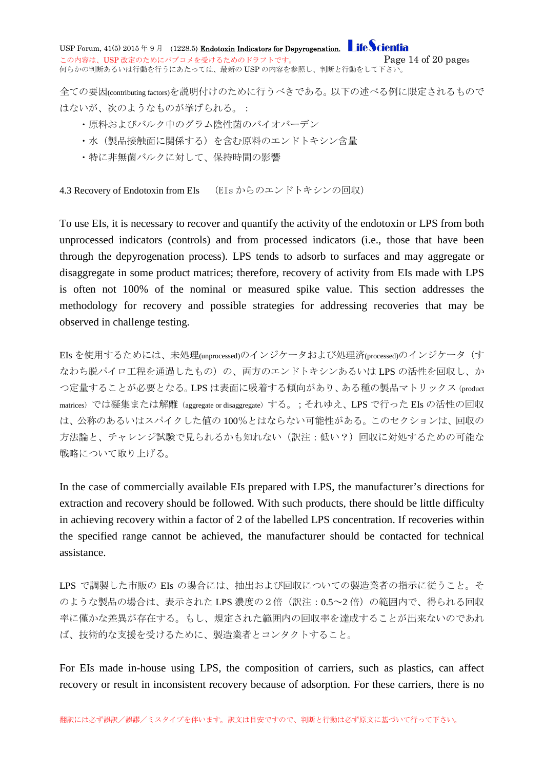全ての要因(contributing factors)を説明付けのために行うべきである。以下の述べる例に限定されるものではないが、次のようなものが挙げられる。：

- 原料およびバルク中のグラム陰性菌のバイオバーデン
- 水（製品接触面に関係する）を含む原料のエンドトキシン含量
- 特に非無菌バルクに対して、保持時間の影響

### 4.3 Recovery of Endotoxin from EIs （EIs からのエンドトキシンの回収）

To use EIs, it is necessary to recover and quantify the activity of the endotoxin or LPS from both unprocessed indicators (controls) and from processed indicators (i.e., those that have been through the depyrogenation process). LPS tends to adsorb to surfaces and may aggregate or disaggregate in some product matrices; therefore, recovery of activity from EIs made with LPS is often not 100% of the nominal or measured spike value. This section addresses the methodology for recovery and possible strategies for addressing recoveries that may be observed in challenge testing.

EIs を使用するためには、未処理(unprocessed)のインジケータおよび処理済(processed)のインジケータ（すなわち脱パイロ工程を通過したもの）の、両方のエンドトキシンあるいは LPS の活性を回収し、かつ定量することが必要となる。LPS は表面に吸着する傾向があり、ある種の製品マトリックス（product matrices）では凝集または解離（aggregate or disaggregate）する。；それゆえ、LPS で行った EIs の活性の回収は、公称のあるいはスパイクした値の 100%とはならない可能性がある。このセクションは、回収の方法論と、チャレンジ試験で見られるかも知れない（訳注：低い？）回収に対処するための可能な戦略について取り上げる。

In the case of commercially available EIs prepared with LPS, the manufacturer's directions for extraction and recovery should be followed. With such products, there should be little difficulty in achieving recovery within a factor of 2 of the labelled LPS concentration. If recoveries within the specified range cannot be achieved, the manufacturer should be contacted for technical assistance.

LPS で調製した市販の EIs の場合には、抽出および回収についての製造業者の指示に従うこと。そのような製品の場合は、表示された LPS 濃度の２倍（訳注：0.5～2 倍）の範囲内で、得られる回収率に僅かな差異が存在する。もし、規定された範囲内の回収率を達成することが出来ないのであれば、技術的な支援を受けるために、製造業者とコンタクトすること。

For EIs made in-house using LPS, the composition of carriers, such as plastics, can affect recovery or result in inconsistent recovery because of adsorption. For these carriers, there is no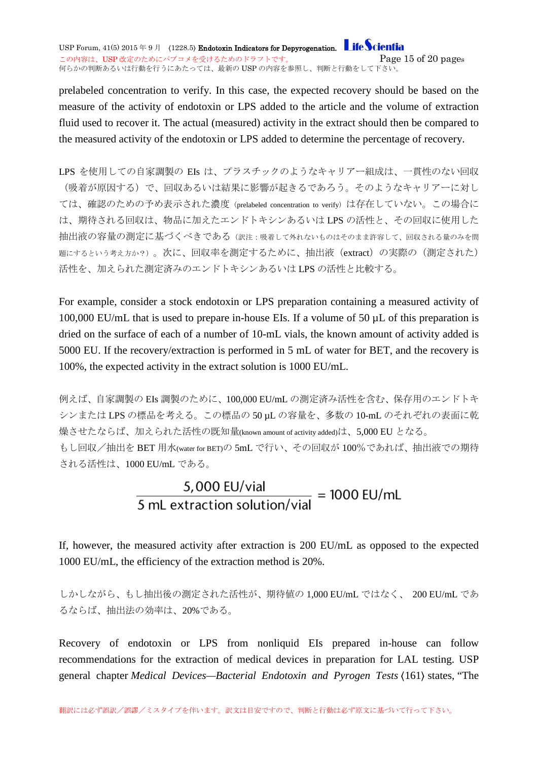prelabeled concentration to verify. In this case, the expected recovery should be based on the measure of the activity of endotoxin or LPS added to the article and the volume of extraction fluid used to recover it. The actual (measured) activity in the extract should then be compared to the measured activity of the endotoxin or LPS added to determine the percentage of recovery.

LPS を使用しての自家調製の EIs は、プラスチックのようなキャリアー組成は、一貫性のない回収（吸着が原因する）で、回収あるいは結果に影響が起きるであろう。そのようなキャリアーに対しては、確認のための予め表示された濃度（prelabeled concentration to verify）は存在していない。この場合には、期待される回収は、物品に加えたエンドトキシンあるいは LPS の活性と、その回収に使用した抽出液の容量の測定に基づくべきである（訳注：吸着して外れないものはそのまま許容して、回収される量のみを問題にするという考え方か？）。次に、回収率を測定するために、抽出液（extract）の実際の（測定された）活性を、加えられた測定済みのエンドトキシンあるいは LPS の活性と比較する。

For example, consider a stock endotoxin or LPS preparation containing a measured activity of 100,000 EU/mL that is used to prepare in-house EIs. If a volume of 50 µL of this preparation is dried on the surface of each of a number of 10-mL vials, the known amount of activity added is 5000 EU. If the recovery/extraction is performed in 5 mL of water for BET, and the recovery is 100%, the expected activity in the extract solution is 1000 EU/mL.

例えば、自家調製の EIs 調製のために、100,000 EU/mL の測定済み活性を含む、保存用のエンドトキシンまたは LPS の標品を考える。この標品の 50 µL の容量を、多数の 10-mL のそれぞれの表面に乾燥させたならば、加えられた活性の既知量(known amount of activity added)は、5,000 EU となる。
もし回収／抽出を BET 用水(water for BET)の 5mL で行い、その回収が 100％であれば、抽出液での期待される活性は、1000 EU/mL である。

$$\frac{5{,}000 \text{ EU/vial}}{5 \text{ mL extraction solution/vial}} = 1000 \text{ EU/mL}$$

If, however, the measured activity after extraction is 200 EU/mL as opposed to the expected 1000 EU/mL, the efficiency of the extraction method is 20%.

しかしながら、もし抽出後の測定された活性が、期待値の 1,000 EU/mL ではなく、 200 EU/mL であるならば、抽出法の効率は、20%である。

Recovery of endotoxin or LPS from nonliquid EIs prepared in-house can follow recommendations for the extraction of medical devices in preparation for LAL testing. USP general chapter *Medical Devices—Bacterial Endotoxin and Pyrogen Tests* ⟨161⟩ states, “The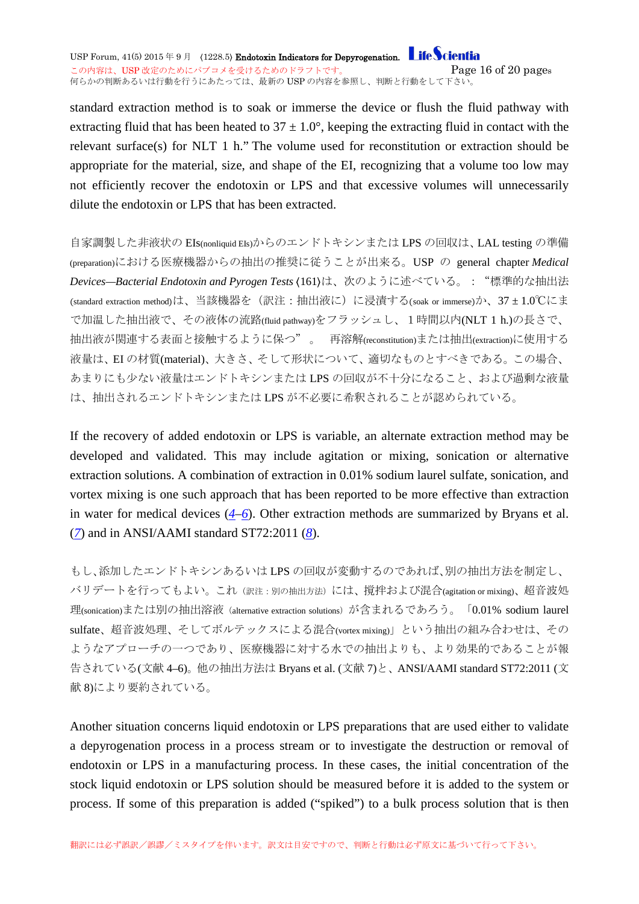standard extraction method is to soak or immerse the device or flush the fluid pathway with extracting fluid that has been heated to 37 ± 1.0°, keeping the extracting fluid in contact with the relevant surface(s) for NLT 1 h." The volume used for reconstitution or extraction should be appropriate for the material, size, and shape of the EI, recognizing that a volume too low may not efficiently recover the endotoxin or LPS and that excessive volumes will unnecessarily dilute the endotoxin or LPS that has been extracted.

自家調製した非液状の EIs(nonliquid EIs)からのエンドトキシンまたは LPS の回収は、LAL testing の準備(preparation)における医療機器からの抽出の推奨に従うことが出来る。USP の general chapter *Medical Devices—Bacterial Endotoxin and Pyrogen Tests* ⟨161⟩は、次のように述べている。："標準的な抽出法(standard extraction method)は、当該機器を（訳注：抽出液に）に浸漬する(soak or immerse)か、37 ± 1.0℃にまで加温した抽出液で、その液体の流路(fluid pathway)をフラッシュし、１時間以内(NLT 1 h.)の長さで、抽出液が関連する表面と接触するように保つ"。 再溶解(reconstitution)または抽出(extraction)に使用する液量は、EI の材質(material)、大きさ、そして形状について、適切なものとすべきである。この場合、あまりにも少ない液量はエンドトキシンまたは LPS の回収が不十分になること、および過剰な液量は、抽出されるエンドトキシンまたは LPS が不必要に希釈されることが認められている。

If the recovery of added endotoxin or LPS is variable, an alternate extraction method may be developed and validated. This may include agitation or mixing, sonication or alternative extraction solutions. A combination of extraction in 0.01% sodium laurel sulfate, sonication, and vortex mixing is one such approach that has been reported to be more effective than extraction in water for medical devices (*4*–*6*). Other extraction methods are summarized by Bryans et al. (*7*) and in ANSI/AAMI standard ST72:2011 (*8*).

もし、添加したエンドトキシンあるいは LPS の回収が変動するのであれば、別の抽出方法を制定し、バリデートを行ってもよい。これ（訳注：別の抽出方法）には、撹拌および混合(agitation or mixing)、超音波処理(sonication)または別の抽出溶液（alternative extraction solutions）が含まれるであろう。「0.01% sodium laurel sulfate、超音波処理、そしてボルテックスによる混合(vortex mixing)」という抽出の組み合わせは、そのようなアプローチの一つであり、医療機器に対する水での抽出よりも、より効果的であることが報告されている(文献 4–6)。他の抽出方法は Bryans et al. (文献 7)と、ANSI/AAMI standard ST72:2011 (文献 8)により要約されている。

Another situation concerns liquid endotoxin or LPS preparations that are used either to validate a depyrogenation process in a process stream or to investigate the destruction or removal of endotoxin or LPS in a manufacturing process. In these cases, the initial concentration of the stock liquid endotoxin or LPS solution should be measured before it is added to the system or process. If some of this preparation is added ("spiked") to a bulk process solution that is then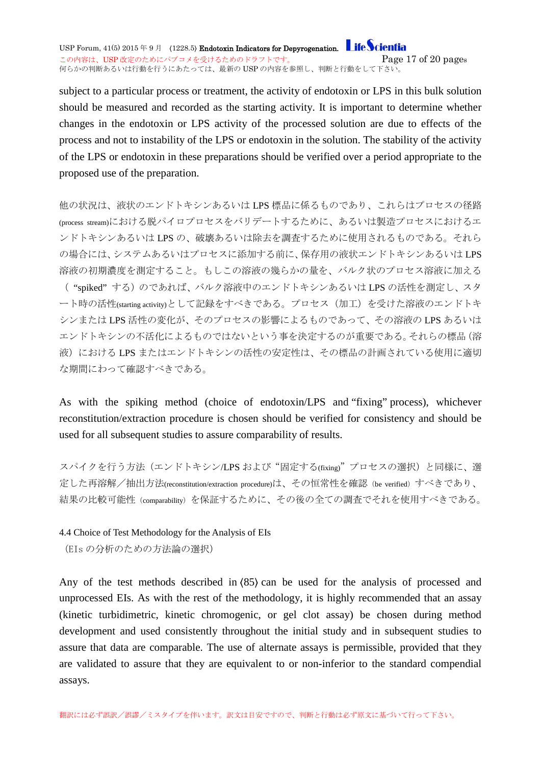subject to a particular process or treatment, the activity of endotoxin or LPS in this bulk solution should be measured and recorded as the starting activity. It is important to determine whether changes in the endotoxin or LPS activity of the processed solution are due to effects of the process and not to instability of the LPS or endotoxin in the solution. The stability of the activity of the LPS or endotoxin in these preparations should be verified over a period appropriate to the proposed use of the preparation.

他の状況は、液状のエンドトキシンあるいは LPS 標品に係るものであり、これらはプロセスの径路 (process stream)における脱パイロプロセスをバリデートするために、あるいは製造プロセスにおけるエンドトキシンあるいは LPS の、破壊あるいは除去を調査するために使用されるものである。それらの場合には、システムあるいはプロセスに添加する前に、保存用の液状エンドトキシンあるいは LPS 溶液の初期濃度を測定すること。もしこの溶液の幾らかの量を、バルク状のプロセス溶液に加える（"spiked" する）のであれば、バルク溶液中のエンドトキシンあるいは LPS の活性を測定し、スタート時の活性(starting activity)として記録をすべきである。プロセス（加工）を受けた溶液のエンドトキシンまたは LPS 活性の変化が、そのプロセスの影響によるものであって、その溶液の LPS あるいはエンドトキシンの不活化によるものではないという事を決定するのが重要である。それらの標品（溶液）における LPS またはエンドトキシンの活性の安定性は、その標品の計画されている使用に適切な期間にわたって確認すべきである。

As with the spiking method (choice of endotoxin/LPS and "fixing" process), whichever reconstitution/extraction procedure is chosen should be verified for consistency and should be used for all subsequent studies to assure comparability of results.

スパイクを行う方法（エンドトキシン/LPS および "固定する(fixing)" プロセスの選択）と同様に、選定した再溶解／抽出方法(reconstitution/extraction procedure)は、その恒常性を確認（be verified）すべきであり、結果の比較可能性（comparability）を保証するために、その後の全ての調査でそれを使用すべきである。

### 4.4 Choice of Test Methodology for the Analysis of EIs
（EIs の分析のための方法論の選択）

Any of the test methods described in ⟨85⟩ can be used for the analysis of processed and unprocessed EIs. As with the rest of the methodology, it is highly recommended that an assay (kinetic turbidimetric, kinetic chromogenic, or gel clot assay) be chosen during method development and used consistently throughout the initial study and in subsequent studies to assure that data are comparable. The use of alternate assays is permissible, provided that they are validated to assure that they are equivalent to or non-inferior to the standard compendial assays.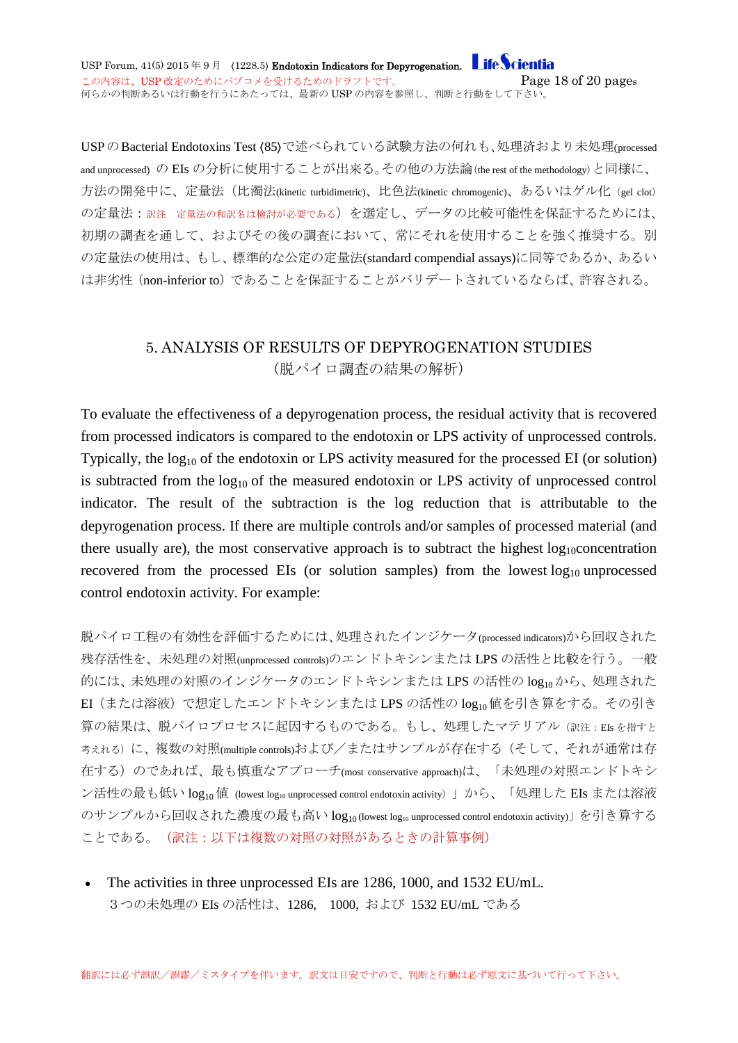USP の Bacterial Endotoxins Test ⟨85⟩で述べられている試験方法の何れも、処理済および未処理(processed and unprocessed) の EIs の分析に使用することが出来る。その他の方法論 (the rest of the methodology) と同様に、方法の開発中に、定量法（比濁法(kinetic turbidimetric)、比色法(kinetic chromogenic)、あるいはゲル化 (gel clot) の定量法：訳注　定量法の和訳名は検討が必要である）を選定し、データの比較可能性を保証するためには、初期の調査を通して、およびその後の調査において、常にそれを使用することを強く推奨する。別の定量法の使用は、もし、標準的な公定の定量法(standard compendial assays)に同等であるか、あるいは非劣性（non-inferior to）であることを保証することがバリデートされているならば、許容される。

## 5. ANALYSIS OF RESULTS OF DEPYROGENATION STUDIES
（脱パイロ調査の結果の解析）

To evaluate the effectiveness of a depyrogenation process, the residual activity that is recovered from processed indicators is compared to the endotoxin or LPS activity of unprocessed controls. Typically, the $\log_{10}$ of the endotoxin or LPS activity measured for the processed EI (or solution) is subtracted from the $\log_{10}$ of the measured endotoxin or LPS activity of unprocessed control indicator. The result of the subtraction is the log reduction that is attributable to the depyrogenation process. If there are multiple controls and/or samples of processed material (and there usually are), the most conservative approach is to subtract the highest $\log_{10}$concentration recovered from the processed EIs (or solution samples) from the lowest $\log_{10}$ unprocessed control endotoxin activity. For example:

脱パイロ工程の有効性を評価するためには、処理されたインジケータ(processed indicators)から回収された残存活性を、未処理の対照(unprocessed controls)のエンドトキシンまたは LPS の活性と比較を行う。一般的には、未処理の対照のインジケータのエンドトキシンまたは LPS の活性の $\log_{10}$ から、処理された EI（または溶液）で想定したエンドトキシンまたは LPS の活性の $\log_{10}$ 値を引き算をする。その引き算の結果は、脱パイロプロセスに起因するものである。もし、処理したマテリアル（訳注：EIs を指すと考えれる）に、複数の対照(multiple controls)および／またはサンプルが存在する（そして、それが通常は存在する）のであれば、最も慎重なアプローチ(most conservative approach)は、「未処理の対照エンドトキシン活性の最も低い $\log_{10}$ 値 (lowest $\log_{10}$ unprocessed control endotoxin activity)」から、「処理した EIs または溶液のサンプルから回収された濃度の最も高い $\log_{10}$ (lowest $\log_{10}$ unprocessed control endotoxin activity)」を引き算することである。（訳注：以下は複数の対照の対照があるときの計算事例）

- The activities in three unprocessed EIs are 1286, 1000, and 1532 EU/mL.
  ３つの未処理の EIs の活性は、1286,　1000, および 1532 EU/mL である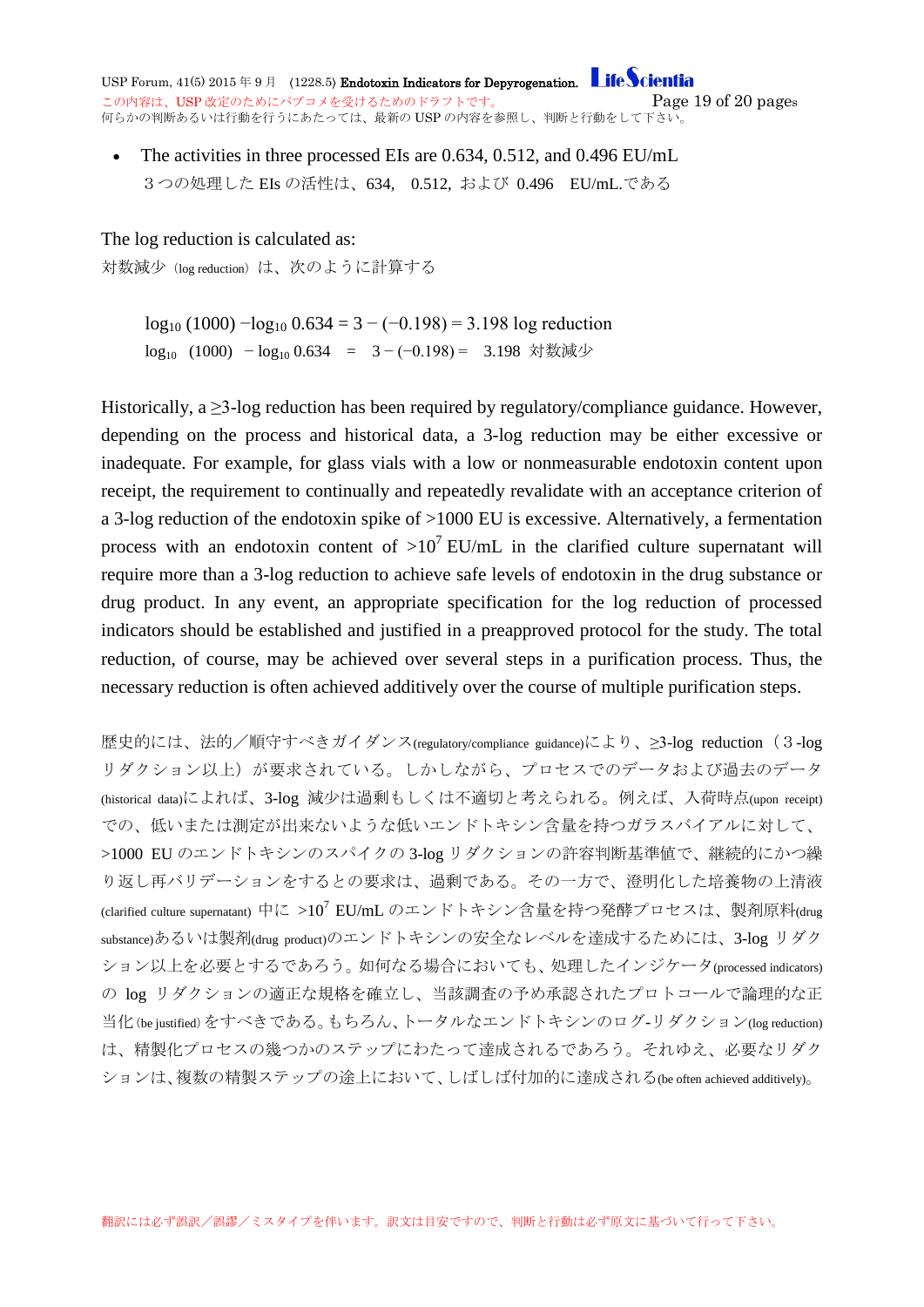- The activities in three processed EIs are 0.634, 0.512, and 0.496 EU/mL

  ３つの処理した EIs の活性は、634, 0.512, および 0.496 EU/mL.である

The log reduction is calculated as:

対数減少（log reduction）は、次のように計算する

$$\log_{10}(1000) - \log_{10} 0.634 = 3 - (-0.198) = 3.198 \text{ log reduction}$$

$\log_{10}$ (1000) $- \log_{10} 0.634$ = $3 - (-0.198) =$ 3.198 対数減少

Historically, a ≥3-log reduction has been required by regulatory/compliance guidance. However, depending on the process and historical data, a 3-log reduction may be either excessive or inadequate. For example, for glass vials with a low or nonmeasurable endotoxin content upon receipt, the requirement to continually and repeatedly revalidate with an acceptance criterion of a 3-log reduction of the endotoxin spike of >1000 EU is excessive. Alternatively, a fermentation process with an endotoxin content of $>10^7$ EU/mL in the clarified culture supernatant will require more than a 3-log reduction to achieve safe levels of endotoxin in the drug substance or drug product. In any event, an appropriate specification for the log reduction of processed indicators should be established and justified in a preapproved protocol for the study. The total reduction, of course, may be achieved over several steps in a purification process. Thus, the necessary reduction is often achieved additively over the course of multiple purification steps.

歴史的には、法的／順守すべきガイダンス(regulatory/compliance guidance)により、≥3-log reduction（３-log リダクション以上）が要求されている。しかしながら、プロセスでのデータおよび過去のデータ(historical data)によれば、3-log 減少は過剰もしくは不適切と考えられる。例えば、入荷時点(upon receipt)での、低いまたは測定が出来ないような低いエンドトキシン含量を持つガラスバイアルに対して、>1000 EU のエンドトキシンのスパイクの 3-log リダクションの許容判断基準値で、継続的にかつ繰り返し再バリデーションをするとの要求は、過剰である。その一方で、澄明化した培養物の上清液(clarified culture supernatant) 中に $>10^7$ EU/mL のエンドトキシン含量を持つ発酵プロセスは、製剤原料(drug substance)あるいは製剤(drug product)のエンドトキシンの安全なレベルを達成するためには、3-log リダクション以上を必要とするであろう。如何なる場合においても、処理したインジケータ(processed indicators)の log リダクションの適正な規格を確立し、当該調査の予め承認されたプロトコールで論理的な正当化(be justified)をすべきである。もちろん、トータルなエンドトキシンのログ-リダクション(log reduction)は、精製化プロセスの幾つかのステップにわたって達成されるであろう。それゆえ、必要なリダクションは、複数の精製ステップの途上において、しばしば付加的に達成される(be often achieved additively)。

翻訳には必ず誤訳／誤謬／ミスタイプを伴います。訳文は目安ですので、判断と行動は必ず原文に基づいて行って下さい。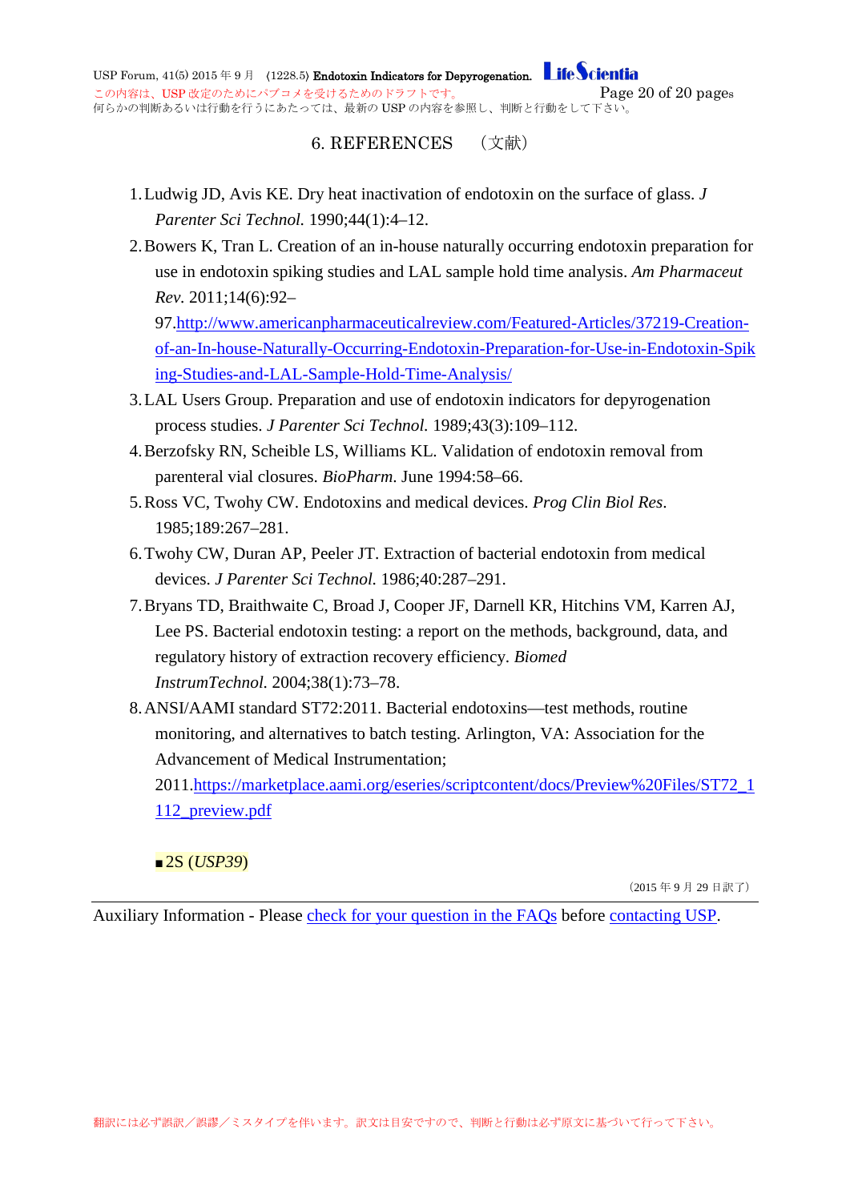## 6. REFERENCES　（文献）

1. Ludwig JD, Avis KE. Dry heat inactivation of endotoxin on the surface of glass. *J Parenter Sci Technol.* 1990;44(1):4–12.
2. Bowers K, Tran L. Creation of an in-house naturally occurring endotoxin preparation for use in endotoxin spiking studies and LAL sample hold time analysis. *Am Pharmaceut Rev.* 2011;14(6):92–97.http://www.americanpharmaceuticalreview.com/Featured-Articles/37219-Creation-of-an-In-house-Naturally-Occurring-Endotoxin-Preparation-for-Use-in-Endotoxin-Spiking-Studies-and-LAL-Sample-Hold-Time-Analysis/
3. LAL Users Group. Preparation and use of endotoxin indicators for depyrogenation process studies. *J Parenter Sci Technol.* 1989;43(3):109–112.
4. Berzofsky RN, Scheible LS, Williams KL. Validation of endotoxin removal from parenteral vial closures. *BioPharm*. June 1994:58–66.
5. Ross VC, Twohy CW. Endotoxins and medical devices. *Prog Clin Biol Res*. 1985;189:267–281.
6. Twohy CW, Duran AP, Peeler JT. Extraction of bacterial endotoxin from medical devices. *J Parenter Sci Technol.* 1986;40:287–291.
7. Bryans TD, Braithwaite C, Broad J, Cooper JF, Darnell KR, Hitchins VM, Karren AJ, Lee PS. Bacterial endotoxin testing: a report on the methods, background, data, and regulatory history of extraction recovery efficiency. *Biomed InstrumTechnol.* 2004;38(1):73–78.
8. ANSI/AAMI standard ST72:2011. Bacterial endotoxins—test methods, routine monitoring, and alternatives to batch testing. Arlington, VA: Association for the Advancement of Medical Instrumentation; 2011.https://marketplace.aami.org/eseries/scriptcontent/docs/Preview%20Files/ST72_1112_preview.pdf

■2S (*USP39*)

（2015 年 9 月 29 日訳了）

---

Auxiliary Information - Please check for your question in the FAQs before contacting USP.

翻訳には必ず誤訳／誤謬／ミスタイプを伴います。訳文は目安ですので、判断と行動は必ず原文に基づいて行って下さい。